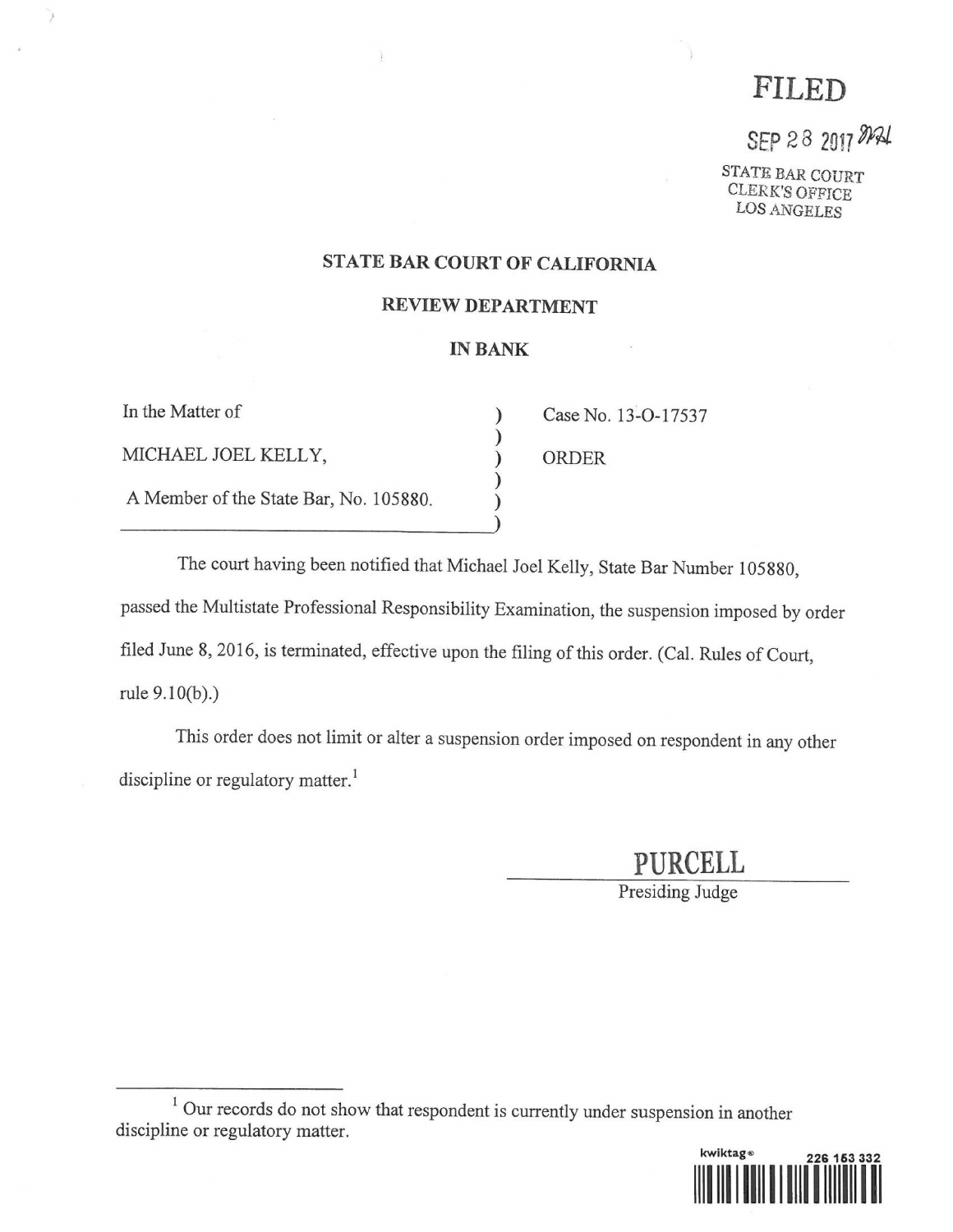**FILED**

SEP 28 2017

STATE BAR COURT
CLERK'S OFFICE
LOS ANGELES

## STATE BAR COURT OF CALIFORNIA

## REVIEW DEPARTMENT

## IN BANK

| | |
|---|---|
| In the Matter of<br><br>MICHAEL JOEL KELLY,<br><br>A Member of the State Bar, No. 105880. | Case No. 13-O-17537<br><br>ORDER |

The court having been notified that Michael Joel Kelly, State Bar Number 105880, passed the Multistate Professional Responsibility Examination, the suspension imposed by order filed June 8, 2016, is terminated, effective upon the filing of this order. (Cal. Rules of Court, rule 9.10(b).)

This order does not limit or alter a suspension order imposed on respondent in any other discipline or regulatory matter.[1]

PURCELL
Presiding Judge

---

[1] Our records do not show that respondent is currently under suspension in another discipline or regulatory matter.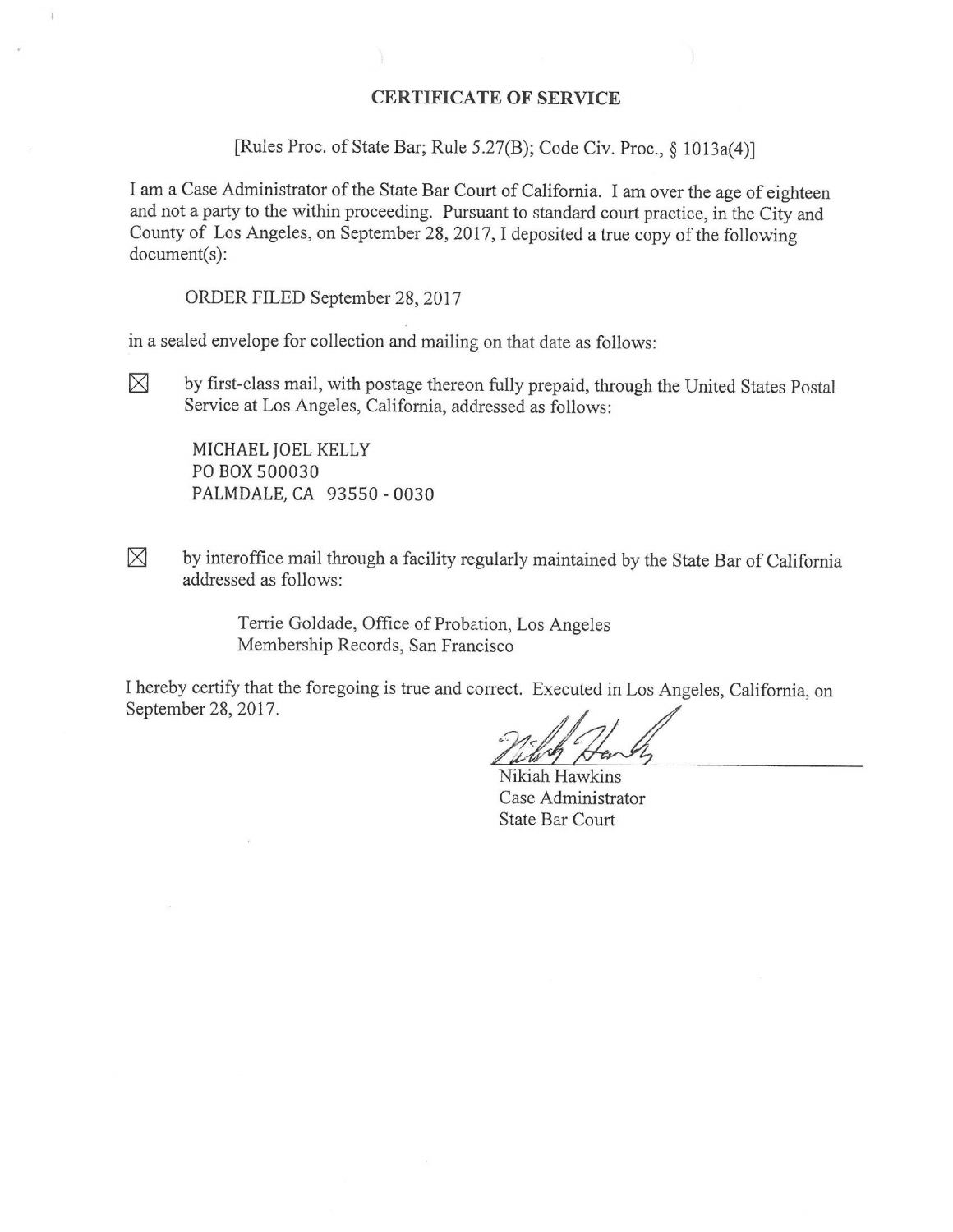## CERTIFICATE OF SERVICE

[Rules Proc. of State Bar; Rule 5.27(B); Code Civ. Proc., § 1013a(4)]

I am a Case Administrator of the State Bar Court of California. I am over the age of eighteen and not a party to the within proceeding. Pursuant to standard court practice, in the City and County of Los Angeles, on September 28, 2017, I deposited a true copy of the following document(s):

ORDER FILED September 28, 2017

in a sealed envelope for collection and mailing on that date as follows:

☒ by first-class mail, with postage thereon fully prepaid, through the United States Postal Service at Los Angeles, California, addressed as follows:

MICHAEL JOEL KELLY
PO BOX 500030
PALMDALE, CA 93550 - 0030

☒ by interoffice mail through a facility regularly maintained by the State Bar of California addressed as follows:

Terrie Goldade, Office of Probation, Los Angeles
Membership Records, San Francisco

I hereby certify that the foregoing is true and correct. Executed in Los Angeles, California, on September 28, 2017.

Nikiah Hawkins
Case Administrator
State Bar Court